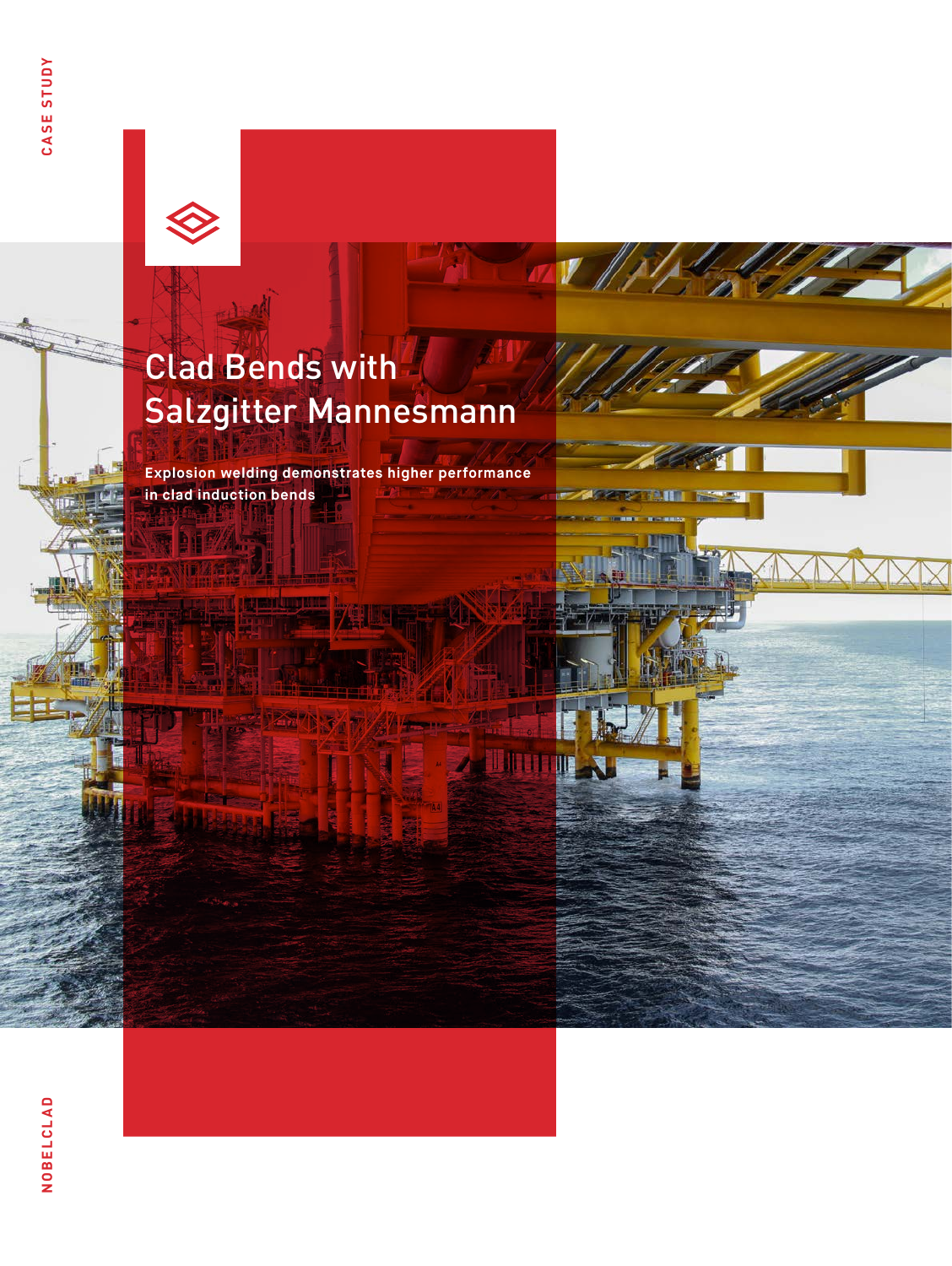CASE STUDY

# Clad Bends with Salzgitter Mannesmann

**Explosion welding demonstrates higher performance in clad induction bends**

NOBELCLAD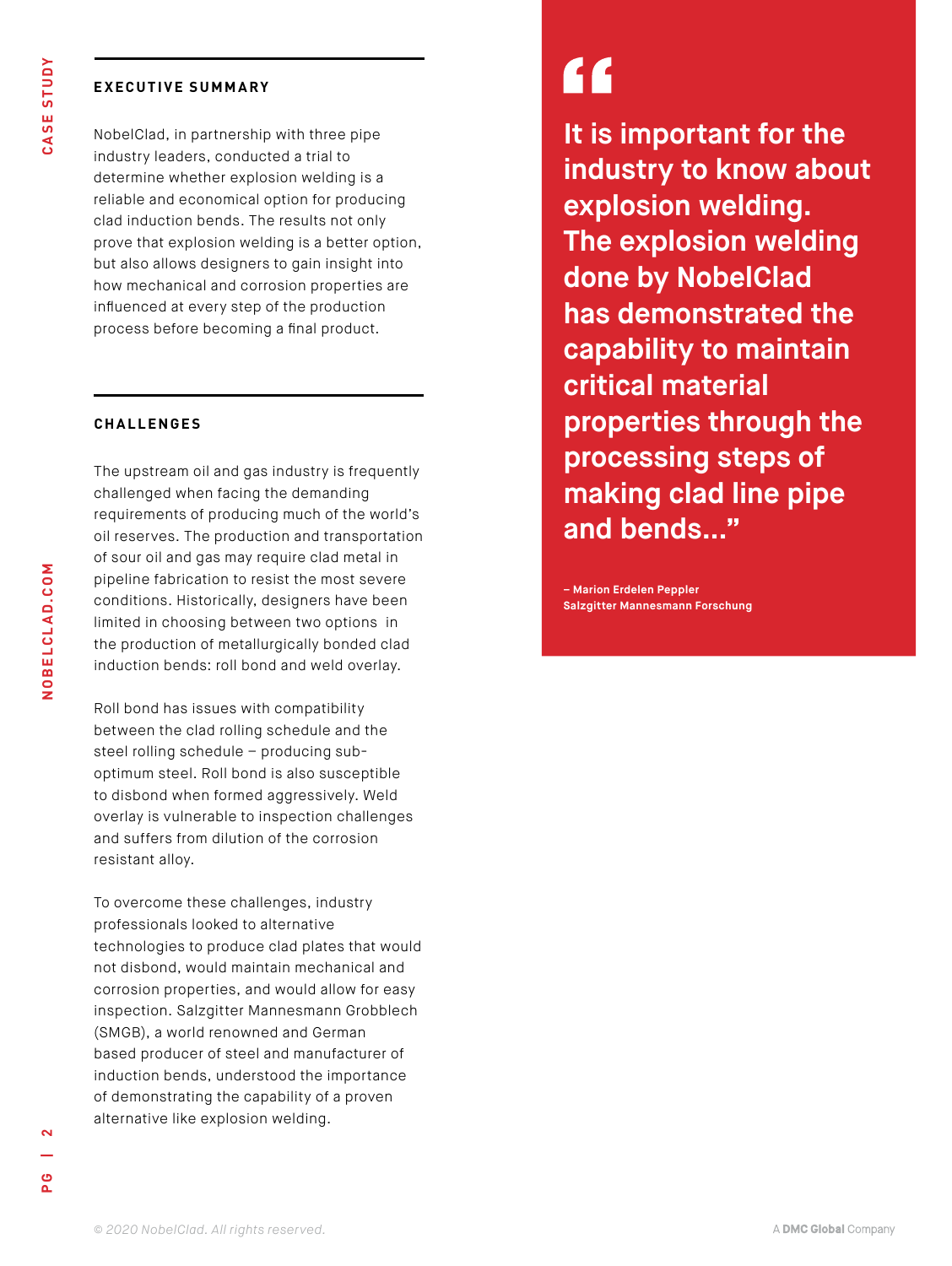## EXECUTIVE SUMMARY

NobelClad, in partnership with three pipe industry leaders, conducted a trial to determine whether explosion welding is a reliable and economical option for producing clad induction bends. The results not only prove that explosion welding is a better option, but also allows designers to gain insight into how mechanical and corrosion properties are influenced at every step of the production process before becoming a final product.

## CHALLENGES

The upstream oil and gas industry is frequently challenged when facing the demanding requirements of producing much of the world's oil reserves. The production and transportation of sour oil and gas may require clad metal in pipeline fabrication to resist the most severe conditions. Historically, designers have been limited in choosing between two options in the production of metallurgically bonded clad induction bends: roll bond and weld overlay.

Roll bond has issues with compatibility between the clad rolling schedule and the steel rolling schedule – producing sub-optimum steel. Roll bond is also susceptible to disbond when formed aggressively. Weld overlay is vulnerable to inspection challenges and suffers from dilution of the corrosion resistant alloy.

To overcome these challenges, industry professionals looked to alternative technologies to produce clad plates that would not disbond, would maintain mechanical and corrosion properties, and would allow for easy inspection. Salzgitter Mannesmann Grobblech (SMGB), a world renowned and German based producer of steel and manufacturer of induction bends, understood the importance of demonstrating the capability of a proven alternative like explosion welding.

> **"It is important for the industry to know about explosion welding. The explosion welding done by NobelClad has demonstrated the capability to maintain critical material properties through the processing steps of making clad line pipe and bends..."**
>
> **– Marion Erdelen Peppler**
> **Salzgitter Mannesmann Forschung**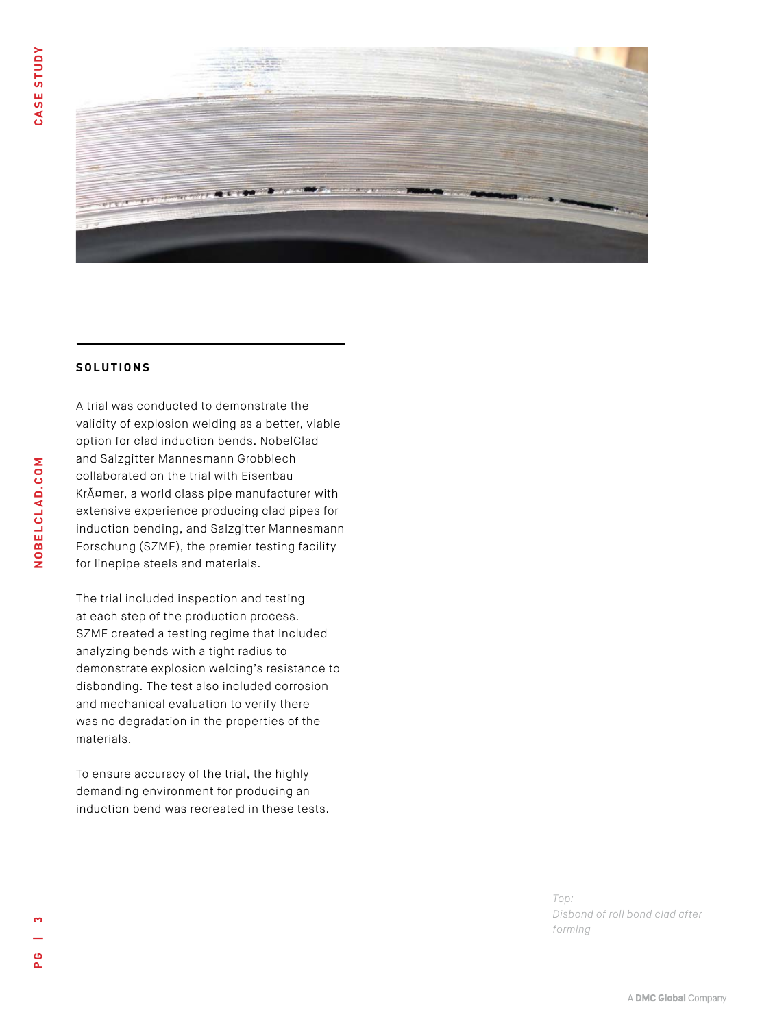## SOLUTIONS

A trial was conducted to demonstrate the validity of explosion welding as a better, viable option for clad induction bends. NobelClad and Salzgitter Mannesmann Grobblech collaborated on the trial with Eisenbau KrÃ¤mer, a world class pipe manufacturer with extensive experience producing clad pipes for induction bending, and Salzgitter Mannesmann Forschung (SZMF), the premier testing facility for linepipe steels and materials.

The trial included inspection and testing at each step of the production process. SZMF created a testing regime that included analyzing bends with a tight radius to demonstrate explosion welding's resistance to disbonding. The test also included corrosion and mechanical evaluation to verify there was no degradation in the properties of the materials.

To ensure accuracy of the trial, the highly demanding environment for producing an induction bend was recreated in these tests.

*Top:*
*Disbond of roll bond clad after forming*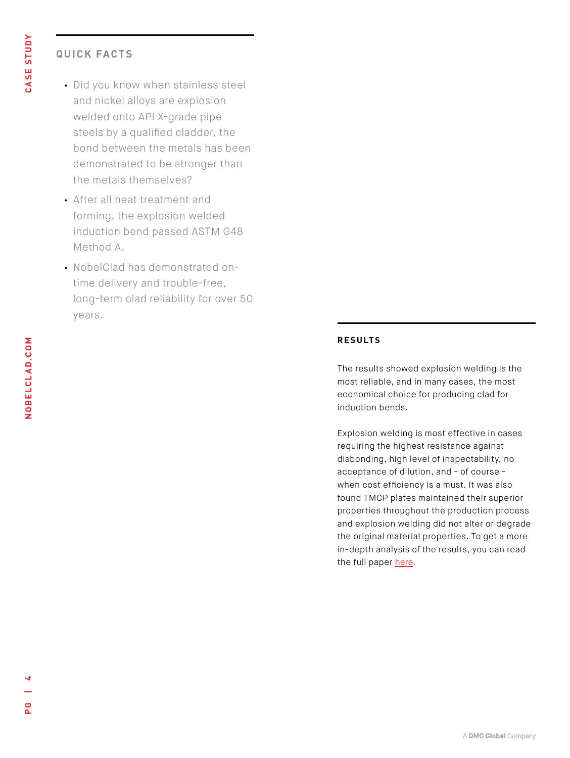## QUICK FACTS

- Did you know when stainless steel and nickel alloys are explosion welded onto API X-grade pipe steels by a qualified cladder, the bond between the metals has been demonstrated to be stronger than the metals themselves?
- After all heat treatment and forming, the explosion welded induction bend passed ASTM G48 Method A.
- NobelClad has demonstrated on-time delivery and trouble-free, long-term clad reliability for over 50 years.

## RESULTS

The results showed explosion welding is the most reliable, and in many cases, the most economical choice for producing clad for induction bends.

Explosion welding is most effective in cases requiring the highest resistance against disbonding, high level of inspectability, no acceptance of dilution, and - of course - when cost efficiency is a must. It was also found TMCP plates maintained their superior properties throughout the production process and explosion welding did not alter or degrade the original material properties. To get a more in-depth analysis of the results, you can read the full paper here.